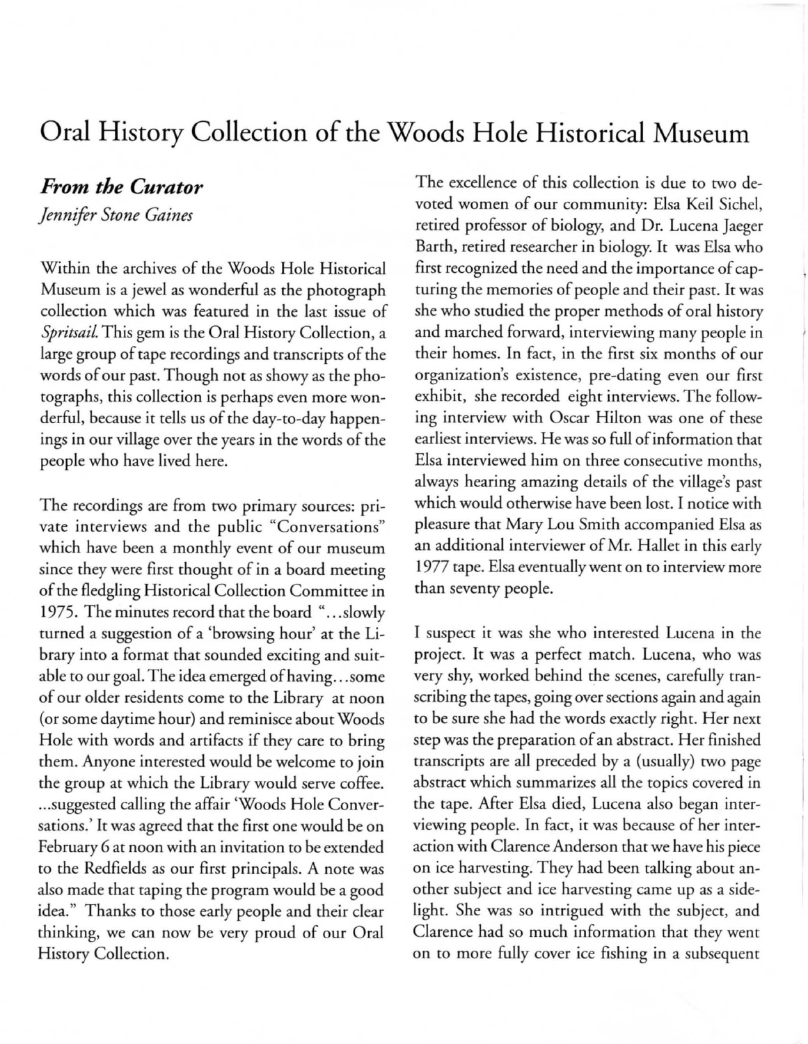# Oral History Collection of the Woods Hole Historical Museum

## *From the Curator*

*Jennifer Stone Gaines*

Within the archives of the Woods Hole Historical Museum is a jewel as wonderful as the photograph collection which was featured in the last issue of *Spritsail.* This gem is the Oral History Collection, a large group of tape recordings and transcripts of the words of our past. Though not as showy as the photographs, this collection is perhaps even more wonderful, because it tells us of the day-to-day happenings in our village over the years in the words of the people who have lived here.

The recordings are from two primary sources: private interviews and the public "Conversations" which have been a monthly event of our museum since they were first thought of in a board meeting of the fledgling Historical Collection Committee in 1975. The minutes record that the board "...slowly turned a suggestion of a 'browsing hour' at the Library into a format that sounded exciting and suitable to our goal. The idea emerged of having...some of our older residents come to the Library at noon (or some daytime hour) and reminisce about Woods Hole with words and artifacts if they care to bring them. Anyone interested would be welcome to join the group at which the Library would serve coffee. ...suggested calling the affair 'Woods Hole Conversations.' It was agreed that the first one would be on February 6 at noon with an invitation to be extended to the Redfields as our first principals. A note was also made that taping the program would be a good idea." Thanks to those early people and their clear thinking, we can now be very proud of our Oral History Collection.

The excellence of this collection is due to two devoted women of our community: Elsa Keil Sichel, retired professor of biology, and Dr. Lucena Jaeger Barth, retired researcher in biology. It was Elsa who first recognized the need and the importance of capturing the memories of people and their past. It was she who studied the proper methods of oral history and marched forward, interviewing many people in their homes. In fact, in the first six months of our organization's existence, pre-dating even our first exhibit, she recorded eight interviews. The following interview with Oscar Hilton was one of these earliest interviews. He was so full of information that Elsa interviewed him on three consecutive months, always hearing amazing details of the village's past which would otherwise have been lost. I notice with pleasure that Mary Lou Smith accompanied Elsa as an additional interviewer of Mr. Hallet in this early 1977 tape. Elsa eventually went on to interview more than seventy people.

I suspect it was she who interested Lucena in the project. It was a perfect match. Lucena, who was very shy, worked behind the scenes, carefully transcribing the tapes, going over sections again and again to be sure she had the words exactly right. Her next step was the preparation of an abstract. Her finished transcripts are all preceded by a (usually) two page abstract which summarizes all the topics covered in the tape. After Elsa died, Lucena also began interviewing people. In fact, it was because of her interaction with Clarence Anderson that we have his piece on ice harvesting. They had been talking about another subject and ice harvesting came up as a sidelight. She was so intrigued with the subject, and Clarence had so much information that they went on to more fully cover ice fishing in a subsequent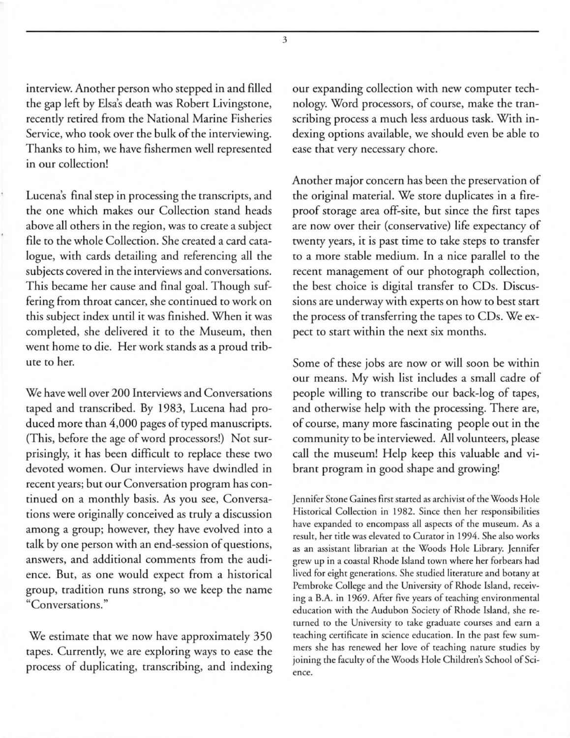interview. Another person who stepped in and filled the gap left by Elsa's death was Robert Livingstone, recently retired from the National Marine Fisheries Service, who took over the bulk of the interviewing. Thanks to him, we have fishermen well represented in our collection!

Lucena's final step in processing the transcripts, and the one which makes our Collection stand heads above all others in the region, was to create a subject file to the whole Collection. She created a card catalogue, with cards detailing and referencing all the subjects covered in the interviews and conversations. This became her cause and final goal. Though suffering from throat cancer, she continued to work on this subject index until it was finished. When it was completed, she delivered it to the Museum, then went home to die. Her work stands as a proud tribute to her.

We have well over 200 Interviews and Conversations taped and transcribed. By 1983, Lucena had produced more than 4,000 pages of typed manuscripts. (This, before the age of word processors!) Not surprisingly, it has been difficult to replace these two devoted women. Our interviews have dwindled in recent years; but our Conversation program has continued on a monthly basis. As you see, Conversations were originally conceived as truly a discussion among a group; however, they have evolved into a talk by one person with an end-session of questions, answers, and additional comments from the audience. But, as one would expect from a historical group, tradition runs strong, so we keep the name "Conversations."

We estimate that we now have approximately 350 tapes. Currently, we are exploring ways to ease the process of duplicating, transcribing, and indexing our expanding collection with new computer technology. Word processors, of course, make the transcribing process a much less arduous task. With indexing options available, we should even be able to ease that very necessary chore.

Another major concern has been the preservation of the original material. We store duplicates in a fireproof storage area off-site, but since the first tapes are now over their (conservative) life expectancy of twenty years, it is past time to take steps to transfer to a more stable medium. In a nice parallel to the recent management of our photograph collection, the best choice is digital transfer to CDs. Discussions are underway with experts on how to best start the process of transferring the tapes to CDs. We expect to start within the next six months.

Some of these jobs are now or will soon be within our means. My wish list includes a small cadre of people willing to transcribe our back-log of tapes, and otherwise help with the processing. There are, of course, many more fascinating people out in the community to be interviewed. All volunteers, please call the museum! Help keep this valuable and vibrant program in good shape and growing!

Jennifer Stone Gaines first started as archivist of the Woods Hole Historical Collection in 1982. Since then her responsibilities have expanded to encompass all aspects of the museum. As a result, her title was elevated to Curator in 1994. She also works as an assistant librarian at the Woods Hole Library. Jennifer grew up in a coastal Rhode Island town where her forbears had lived for eight generations. She studied literature and botany at Pembroke College and the University of Rhode Island, receiving a B.A. in 1969. After five years of teaching environmental education with the Audubon Society of Rhode Island, she returned to the University to take graduate courses and earn a teaching certificate in science education. In the past few summers she has renewed her love of teaching nature studies by joining the faculty of the Woods Hole Children's School of Science.